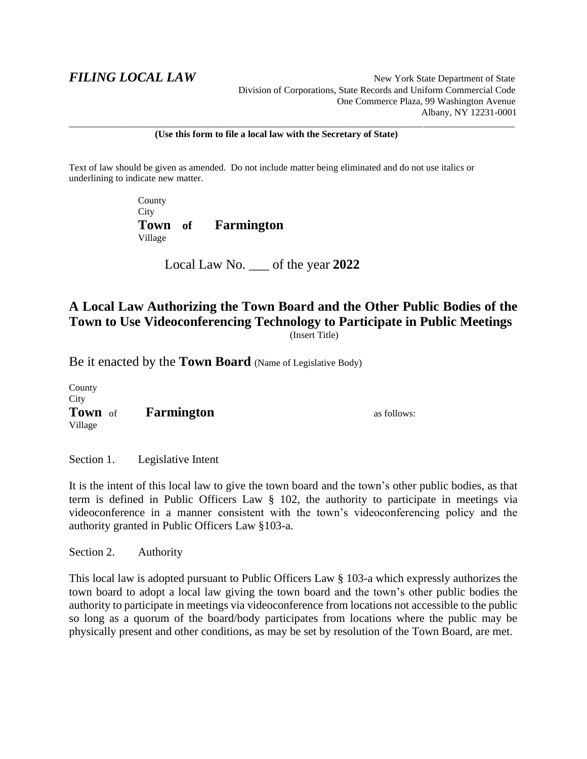***FILING LOCAL LAW***

New York State Department of State
Division of Corporations, State Records and Uniform Commercial Code
One Commerce Plaza, 99 Washington Avenue
Albany, NY 12231-0001

---

**(Use this form to file a local law with the Secretary of State)**

Text of law should be given as amended. Do not include matter being eliminated and do not use italics or underlining to indicate new matter.

County
City
**Town of Farmington**
Village

Local Law No. ___ of the year **2022**

## A Local Law Authorizing the Town Board and the Other Public Bodies of the Town to Use Videoconferencing Technology to Participate in Public Meetings

(Insert Title)

Be it enacted by the **Town Board** (Name of Legislative Body)

County
City
**Town** of **Farmington** as follows:
Village

Section 1. Legislative Intent

It is the intent of this local law to give the town board and the town's other public bodies, as that term is defined in Public Officers Law § 102, the authority to participate in meetings via videoconference in a manner consistent with the town's videoconferencing policy and the authority granted in Public Officers Law §103-a.

Section 2. Authority

This local law is adopted pursuant to Public Officers Law § 103-a which expressly authorizes the town board to adopt a local law giving the town board and the town's other public bodies the authority to participate in meetings via videoconference from locations not accessible to the public so long as a quorum of the board/body participates from locations where the public may be physically present and other conditions, as may be set by resolution of the Town Board, are met.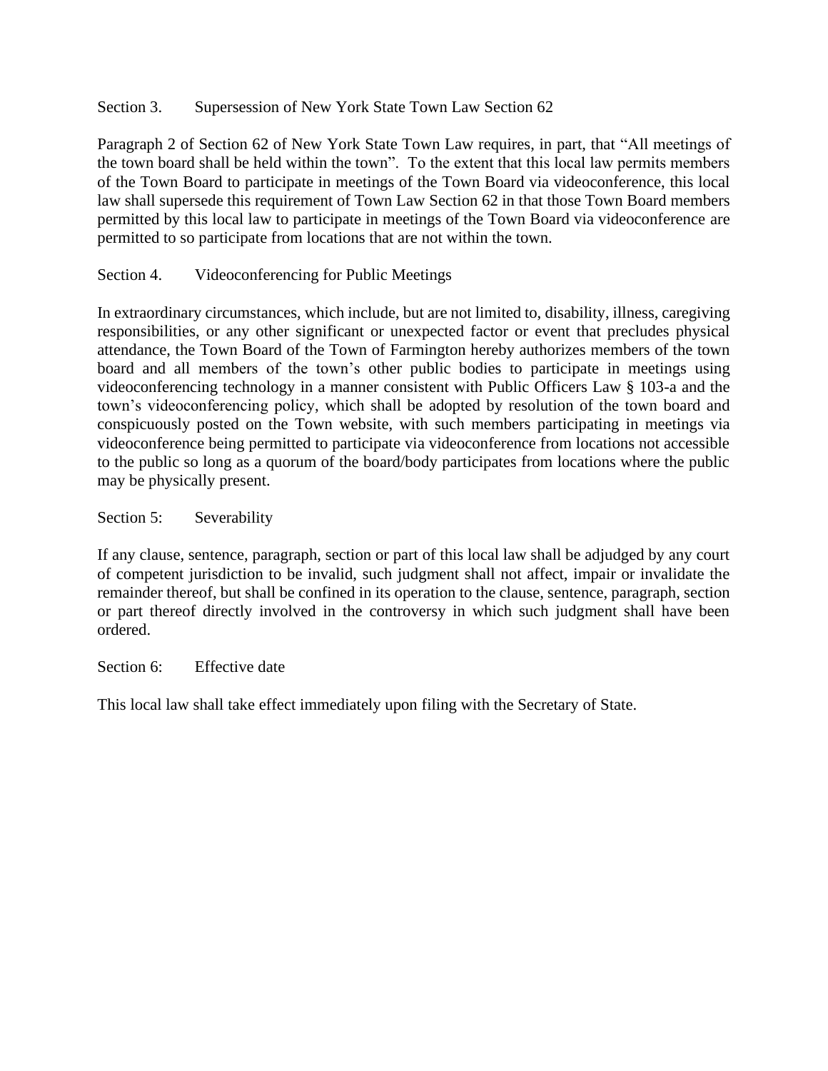Section 3. Supersession of New York State Town Law Section 62

Paragraph 2 of Section 62 of New York State Town Law requires, in part, that "All meetings of the town board shall be held within the town". To the extent that this local law permits members of the Town Board to participate in meetings of the Town Board via videoconference, this local law shall supersede this requirement of Town Law Section 62 in that those Town Board members permitted by this local law to participate in meetings of the Town Board via videoconference are permitted to so participate from locations that are not within the town.

Section 4. Videoconferencing for Public Meetings

In extraordinary circumstances, which include, but are not limited to, disability, illness, caregiving responsibilities, or any other significant or unexpected factor or event that precludes physical attendance, the Town Board of the Town of Farmington hereby authorizes members of the town board and all members of the town's other public bodies to participate in meetings using videoconferencing technology in a manner consistent with Public Officers Law § 103-a and the town's videoconferencing policy, which shall be adopted by resolution of the town board and conspicuously posted on the Town website, with such members participating in meetings via videoconference being permitted to participate via videoconference from locations not accessible to the public so long as a quorum of the board/body participates from locations where the public may be physically present.

Section 5: Severability

If any clause, sentence, paragraph, section or part of this local law shall be adjudged by any court of competent jurisdiction to be invalid, such judgment shall not affect, impair or invalidate the remainder thereof, but shall be confined in its operation to the clause, sentence, paragraph, section or part thereof directly involved in the controversy in which such judgment shall have been ordered.

Section 6: Effective date

This local law shall take effect immediately upon filing with the Secretary of State.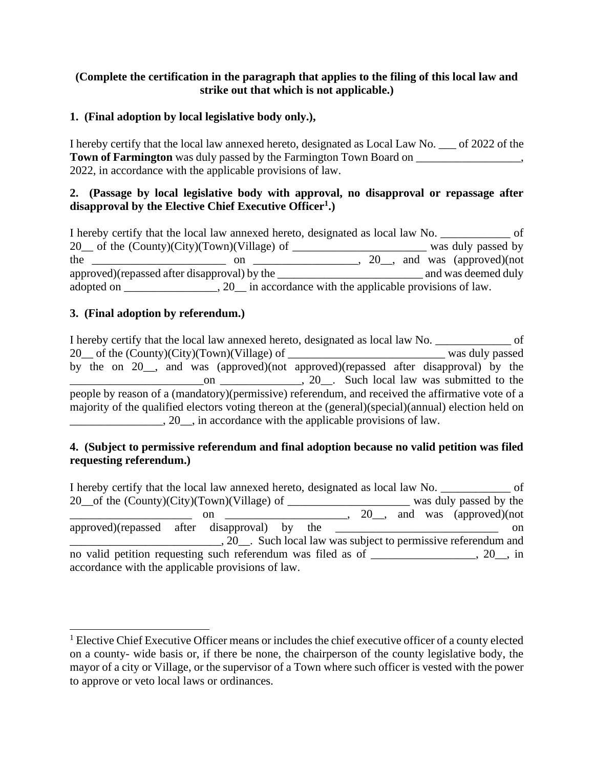**(Complete the certification in the paragraph that applies to the filing of this local law and strike out that which is not applicable.)**

**1. (Final adoption by local legislative body only.),**

I hereby certify that the local law annexed hereto, designated as Local Law No. ___ of 2022 of the **Town of Farmington** was duly passed by the Farmington Town Board on __________________, 2022, in accordance with the applicable provisions of law.

**2. (Passage by local legislative body with approval, no disapproval or repassage after disapproval by the Elective Chief Executive Officer[1].)**

I hereby certify that the local law annexed hereto, designated as local law No. ____________ of 20__ of the (County)(City)(Town)(Village) of _______________________ was duly passed by the _______________________ on _________________, 20__, and was (approved)(not approved)(repassed after disapproval) by the _________________________ and was deemed duly adopted on ________________, 20__ in accordance with the applicable provisions of law.

**3. (Final adoption by referendum.)**

I hereby certify that the local law annexed hereto, designated as local law No. _____________ of 20__ of the (County)(City)(Town)(Village) of ___________________________ was duly passed by the on 20__, and was (approved)(not approved)(repassed after disapproval) by the _______________________on ______________, 20__. Such local law was submitted to the people by reason of a (mandatory)(permissive) referendum, and received the affirmative vote of a majority of the qualified electors voting thereon at the (general)(special)(annual) election held on ________________, 20__, in accordance with the applicable provisions of law.

**4. (Subject to permissive referendum and final adoption because no valid petition was filed requesting referendum.)**

I hereby certify that the local law annexed hereto, designated as local law No. ____________ of 20__of the (County)(City)(Town)(Village) of _____________________ was duly passed by the _____________________ on _____________________, 20__, and was (approved)(not approved)(repassed after disapproval) by the _____________________________ on __________________________, 20__. Such local law was subject to permissive referendum and no valid petition requesting such referendum was filed as of __________________, 20__, in accordance with the applicable provisions of law.

---

[1] Elective Chief Executive Officer means or includes the chief executive officer of a county elected on a county- wide basis or, if there be none, the chairperson of the county legislative body, the mayor of a city or Village, or the supervisor of a Town where such officer is vested with the power to approve or veto local laws or ordinances.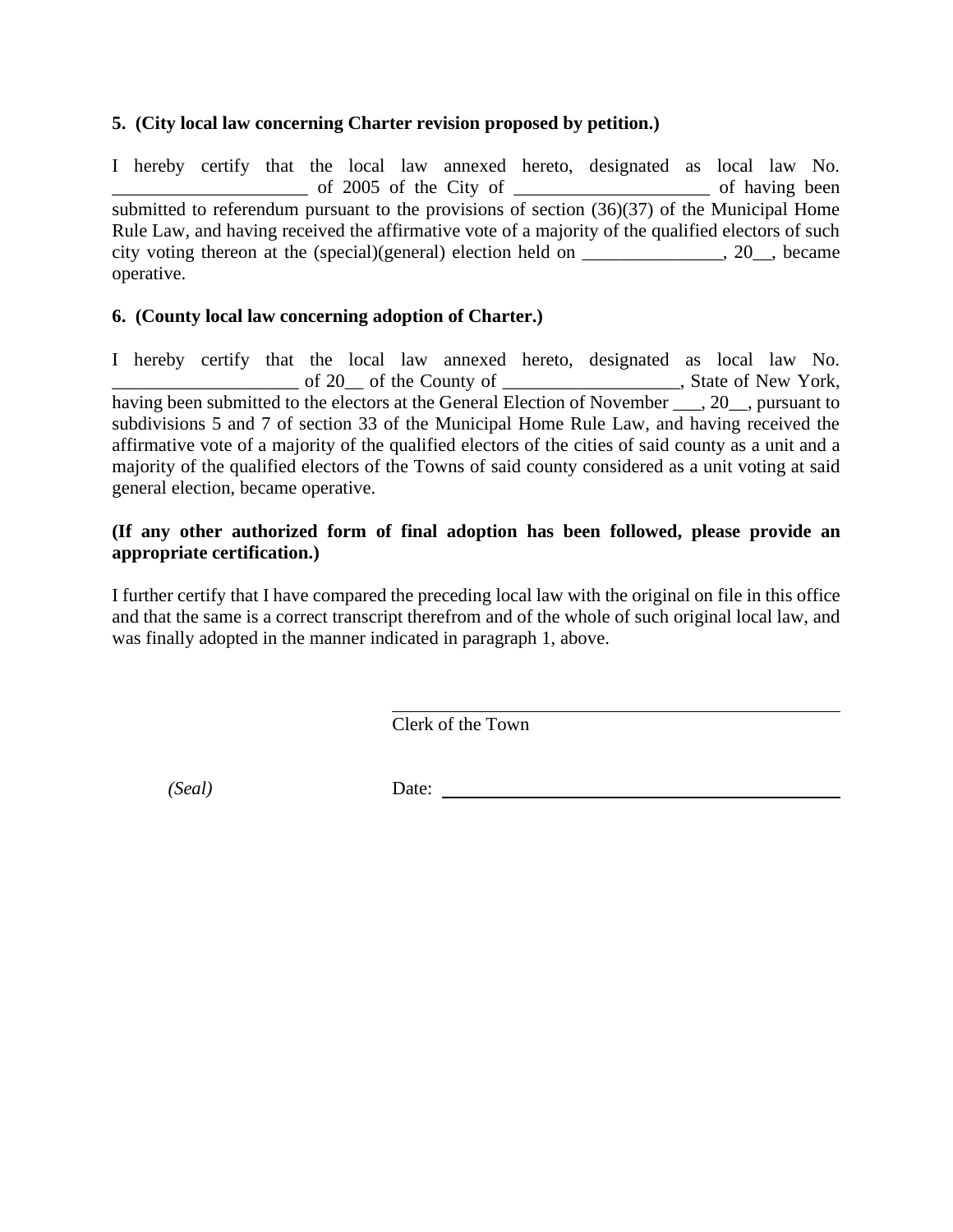**5. (City local law concerning Charter revision proposed by petition.)**

I hereby certify that the local law annexed hereto, designated as local law No. _____________________ of 2005 of the City of _____________________ of having been submitted to referendum pursuant to the provisions of section (36)(37) of the Municipal Home Rule Law, and having received the affirmative vote of a majority of the qualified electors of such city voting thereon at the (special)(general) election held on _______________, 20__, became operative.

**6. (County local law concerning adoption of Charter.)**

I hereby certify that the local law annexed hereto, designated as local law No. ____________________ of 20__ of the County of ___________________, State of New York, having been submitted to the electors at the General Election of November ___, 20__, pursuant to subdivisions 5 and 7 of section 33 of the Municipal Home Rule Law, and having received the affirmative vote of a majority of the qualified electors of the cities of said county as a unit and a majority of the qualified electors of the Towns of said county considered as a unit voting at said general election, became operative.

**(If any other authorized form of final adoption has been followed, please provide an appropriate certification.)**

I further certify that I have compared the preceding local law with the original on file in this office and that the same is a correct transcript therefrom and of the whole of such original local law, and was finally adopted in the manner indicated in paragraph 1, above.

_____________________________________________
Clerk of the Town

*(Seal)* Date: _____________________________________________